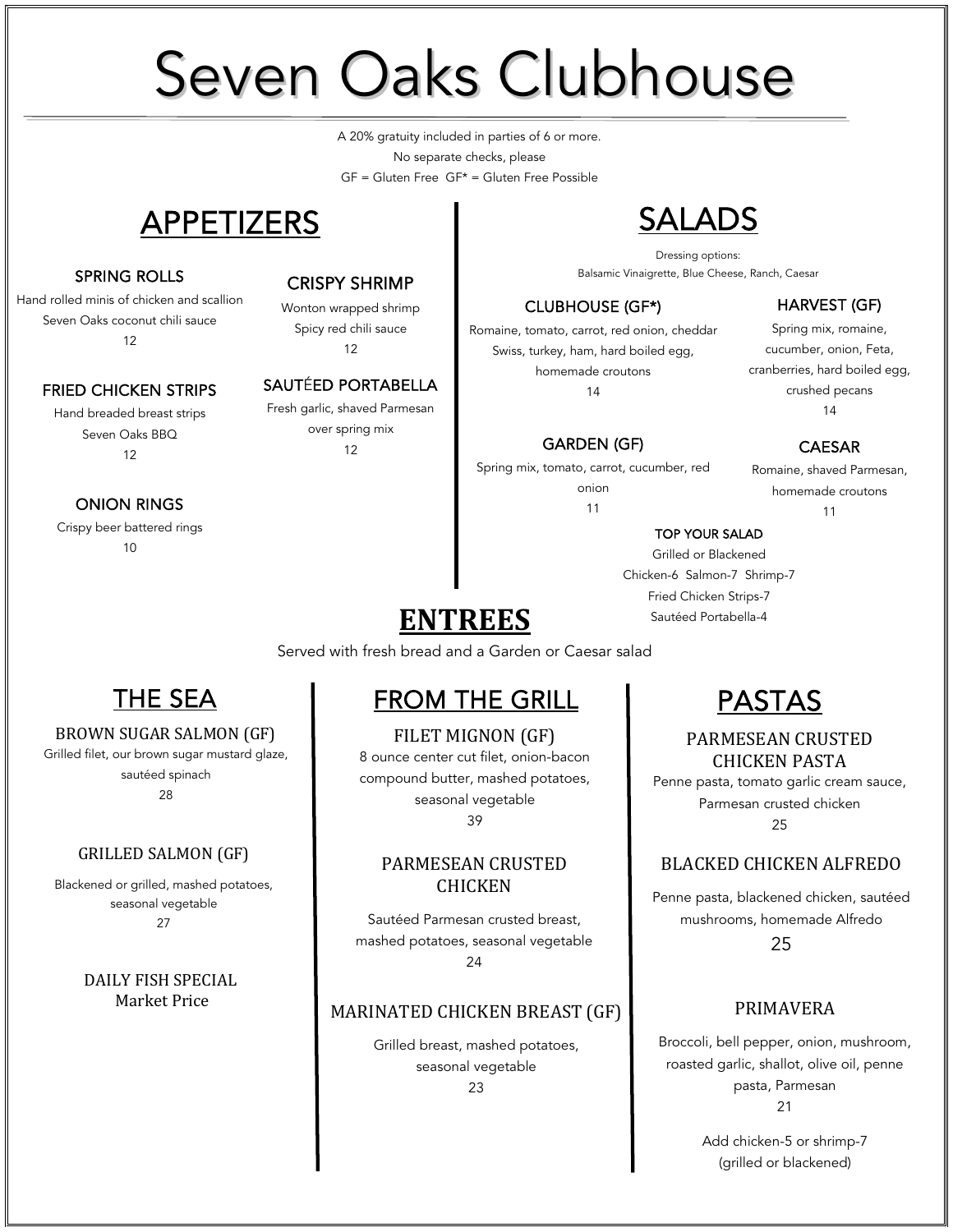# Seven Oaks Clubhouse

A 20% gratuity included in parties of 6 or more.
No separate checks, please
GF = Gluten Free GF* = Gluten Free Possible

## APPETIZERS

### SPRING ROLLS
Hand rolled minis of chicken and scallion
Seven Oaks coconut chili sauce
12

### FRIED CHICKEN STRIPS
Hand breaded breast strips
Seven Oaks BBQ
12

### ONION RINGS
Crispy beer battered rings
10

### CRISPY SHRIMP
Wonton wrapped shrimp
Spicy red chili sauce
12

### SAUTÉED PORTABELLA
Fresh garlic, shaved Parmesan
over spring mix
12

## SALADS

Dressing options:
Balsamic Vinaigrette, Blue Cheese, Ranch, Caesar

### CLUBHOUSE (GF*)
Romaine, tomato, carrot, red onion, cheddar
Swiss, turkey, ham, hard boiled egg,
homemade croutons
14

### HARVEST (GF)
Spring mix, romaine,
cucumber, onion, Feta,
cranberries, hard boiled egg,
crushed pecans
14

### GARDEN (GF)
Spring mix, tomato, carrot, cucumber, red
onion
11

### CAESAR
Romaine, shaved Parmesan,
homemade croutons
11

### TOP YOUR SALAD
Grilled or Blackened
Chicken-6 Salmon-7 Shrimp-7
Fried Chicken Strips-7
Sautéed Portabella-4

## ENTREES

Served with fresh bread and a Garden or Caesar salad

## THE SEA

### BROWN SUGAR SALMON (GF)
Grilled filet, our brown sugar mustard glaze,
sautéed spinach
28

### GRILLED SALMON (GF)
Blackened or grilled, mashed potatoes,
seasonal vegetable
27

### DAILY FISH SPECIAL
Market Price

## FROM THE GRILL

### FILET MIGNON (GF)
8 ounce center cut filet, onion-bacon
compound butter, mashed potatoes,
seasonal vegetable
39

### PARMESEAN CRUSTED CHICKEN
Sautéed Parmesan crusted breast,
mashed potatoes, seasonal vegetable
24

### MARINATED CHICKEN BREAST (GF)
Grilled breast, mashed potatoes,
seasonal vegetable
23

## PASTAS

### PARMESEAN CRUSTED CHICKEN PASTA
Penne pasta, tomato garlic cream sauce,
Parmesan crusted chicken
25

### BLACKED CHICKEN ALFREDO
Penne pasta, blackened chicken, sautéed
mushrooms, homemade Alfredo
25

### PRIMAVERA
Broccoli, bell pepper, onion, mushroom,
roasted garlic, shallot, olive oil, penne
pasta, Parmesan
21

Add chicken-5 or shrimp-7
(grilled or blackened)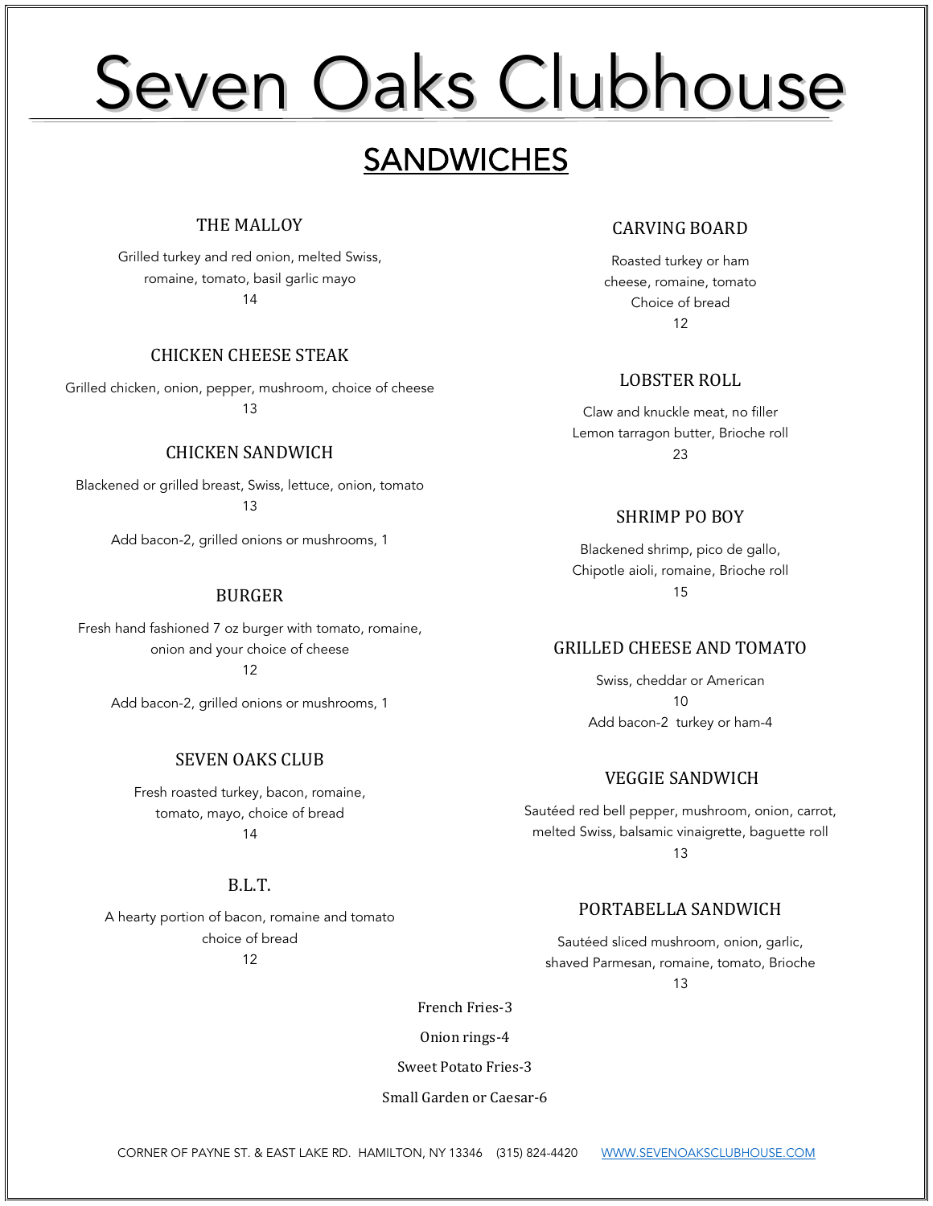# Seven Oaks Clubhouse

## SANDWICHES

### THE MALLOY

Grilled turkey and red onion, melted Swiss,
romaine, tomato, basil garlic mayo
14

### CHICKEN CHEESE STEAK

Grilled chicken, onion, pepper, mushroom, choice of cheese
13

### CHICKEN SANDWICH

Blackened or grilled breast, Swiss, lettuce, onion, tomato
13

Add bacon-2, grilled onions or mushrooms, 1

### BURGER

Fresh hand fashioned 7 oz burger with tomato, romaine,
onion and your choice of cheese
12

Add bacon-2, grilled onions or mushrooms, 1

### SEVEN OAKS CLUB

Fresh roasted turkey, bacon, romaine,
tomato, mayo, choice of bread
14

### B.L.T.

A hearty portion of bacon, romaine and tomato
choice of bread
12

### CARVING BOARD

Roasted turkey or ham
cheese, romaine, tomato
Choice of bread
12

### LOBSTER ROLL

Claw and knuckle meat, no filler
Lemon tarragon butter, Brioche roll
23

### SHRIMP PO BOY

Blackened shrimp, pico de gallo,
Chipotle aioli, romaine, Brioche roll
15

### GRILLED CHEESE AND TOMATO

Swiss, cheddar or American
10
Add bacon-2 turkey or ham-4

### VEGGIE SANDWICH

Sautéed red bell pepper, mushroom, onion, carrot,
melted Swiss, balsamic vinaigrette, baguette roll
13

### PORTABELLA SANDWICH

Sautéed sliced mushroom, onion, garlic,
shaved Parmesan, romaine, tomato, Brioche
13

French Fries-3

Onion rings-4

Sweet Potato Fries-3

Small Garden or Caesar-6

CORNER OF PAYNE ST. & EAST LAKE RD. HAMILTON, NY 13346 (315) 824-4420 WWW.SEVENOAKSCLUBHOUSE.COM